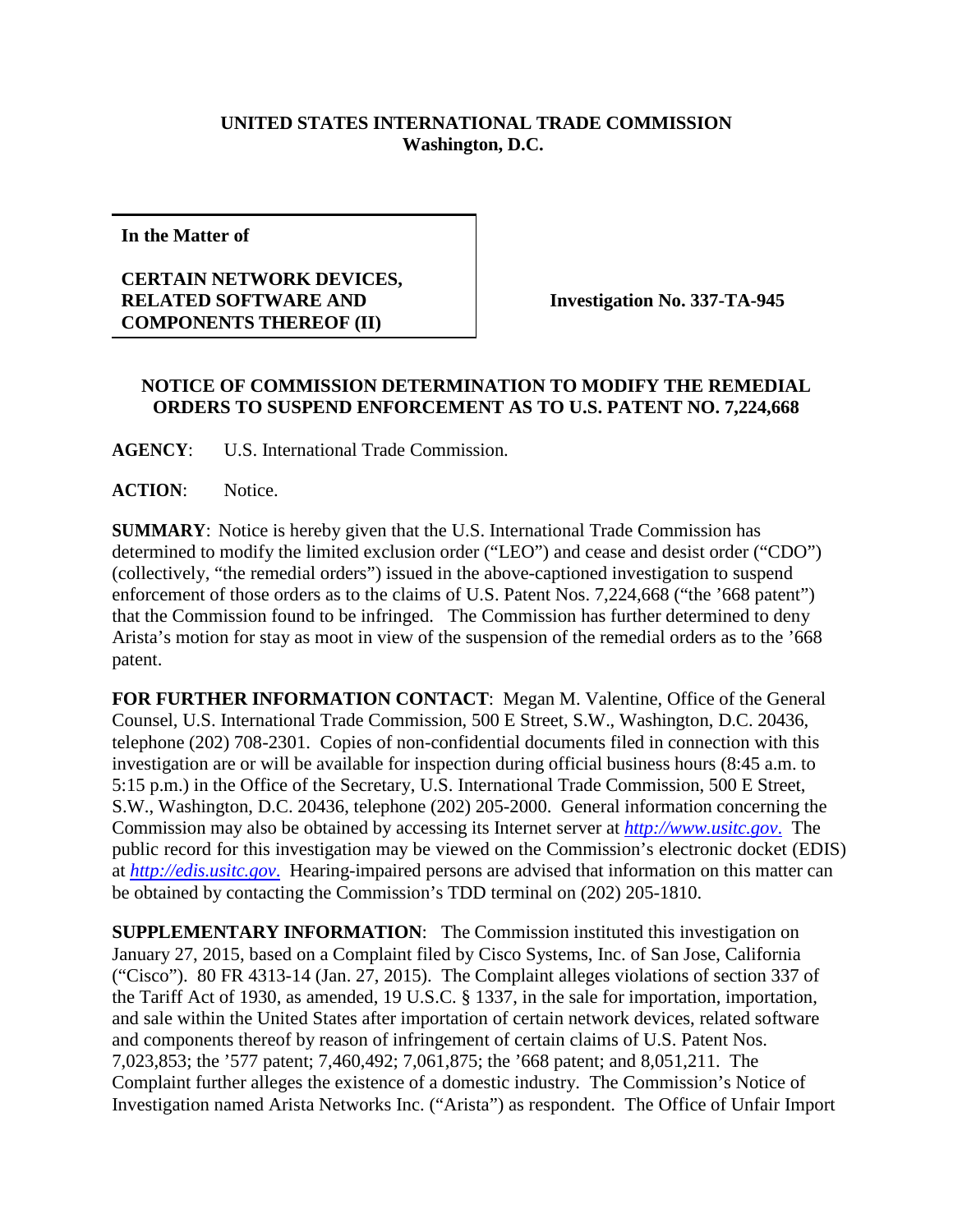**UNITED STATES INTERNATIONAL TRADE COMMISSION**
**Washington, D.C.**

**In the Matter of**

**CERTAIN NETWORK DEVICES, RELATED SOFTWARE AND COMPONENTS THEREOF (II)**

**Investigation No. 337-TA-945**

**NOTICE OF COMMISSION DETERMINATION TO MODIFY THE REMEDIAL ORDERS TO SUSPEND ENFORCEMENT AS TO U.S. PATENT NO. 7,224,668**

**AGENCY**: U.S. International Trade Commission.

**ACTION**: Notice.

**SUMMARY**: Notice is hereby given that the U.S. International Trade Commission has determined to modify the limited exclusion order ("LEO") and cease and desist order ("CDO") (collectively, "the remedial orders") issued in the above-captioned investigation to suspend enforcement of those orders as to the claims of U.S. Patent Nos. 7,224,668 ("the '668 patent") that the Commission found to be infringed. The Commission has further determined to deny Arista's motion for stay as moot in view of the suspension of the remedial orders as to the '668 patent.

**FOR FURTHER INFORMATION CONTACT**: Megan M. Valentine, Office of the General Counsel, U.S. International Trade Commission, 500 E Street, S.W., Washington, D.C. 20436, telephone (202) 708-2301. Copies of non-confidential documents filed in connection with this investigation are or will be available for inspection during official business hours (8:45 a.m. to 5:15 p.m.) in the Office of the Secretary, U.S. International Trade Commission, 500 E Street, S.W., Washington, D.C. 20436, telephone (202) 205-2000. General information concerning the Commission may also be obtained by accessing its Internet server at *http://www.usitc.gov*. The public record for this investigation may be viewed on the Commission's electronic docket (EDIS) at *http://edis.usitc.gov*. Hearing-impaired persons are advised that information on this matter can be obtained by contacting the Commission's TDD terminal on (202) 205-1810.

**SUPPLEMENTARY INFORMATION**: The Commission instituted this investigation on January 27, 2015, based on a Complaint filed by Cisco Systems, Inc. of San Jose, California ("Cisco"). 80 FR 4313-14 (Jan. 27, 2015). The Complaint alleges violations of section 337 of the Tariff Act of 1930, as amended, 19 U.S.C. § 1337, in the sale for importation, importation, and sale within the United States after importation of certain network devices, related software and components thereof by reason of infringement of certain claims of U.S. Patent Nos. 7,023,853; the '577 patent; 7,460,492; 7,061,875; the '668 patent; and 8,051,211. The Complaint further alleges the existence of a domestic industry. The Commission's Notice of Investigation named Arista Networks Inc. ("Arista") as respondent. The Office of Unfair Import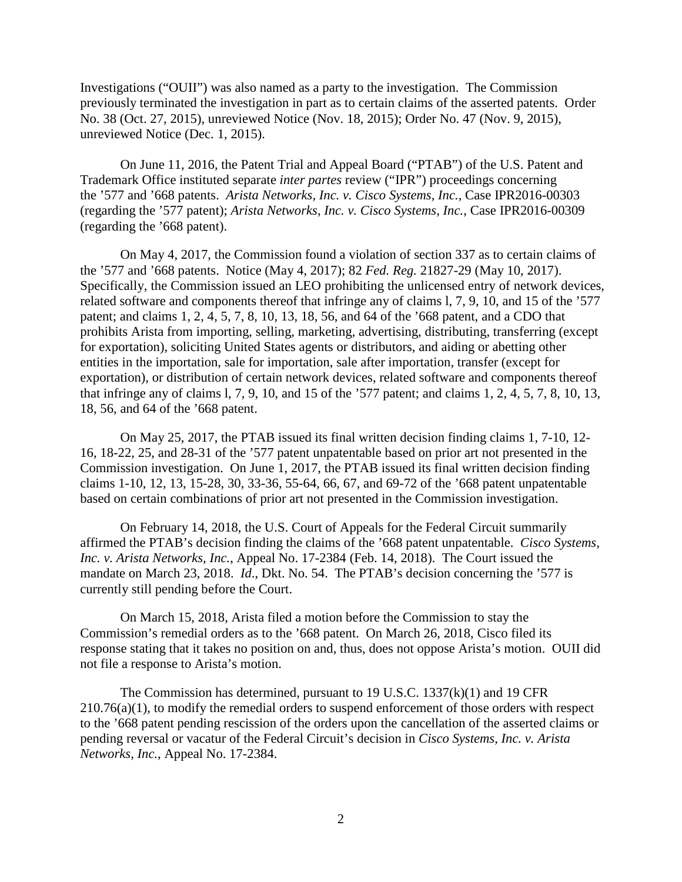Investigations ("OUII") was also named as a party to the investigation. The Commission previously terminated the investigation in part as to certain claims of the asserted patents. Order No. 38 (Oct. 27, 2015), unreviewed Notice (Nov. 18, 2015); Order No. 47 (Nov. 9, 2015), unreviewed Notice (Dec. 1, 2015).

On June 11, 2016, the Patent Trial and Appeal Board ("PTAB") of the U.S. Patent and Trademark Office instituted separate *inter partes* review ("IPR") proceedings concerning the '577 and '668 patents. *Arista Networks, Inc. v. Cisco Systems, Inc.*, Case IPR2016-00303 (regarding the '577 patent); *Arista Networks, Inc. v. Cisco Systems, Inc.*, Case IPR2016-00309 (regarding the '668 patent).

On May 4, 2017, the Commission found a violation of section 337 as to certain claims of the '577 and '668 patents. Notice (May 4, 2017); 82 *Fed. Reg.* 21827-29 (May 10, 2017). Specifically, the Commission issued an LEO prohibiting the unlicensed entry of network devices, related software and components thereof that infringe any of claims l, 7, 9, 10, and 15 of the '577 patent; and claims 1, 2, 4, 5, 7, 8, 10, 13, 18, 56, and 64 of the '668 patent, and a CDO that prohibits Arista from importing, selling, marketing, advertising, distributing, transferring (except for exportation), soliciting United States agents or distributors, and aiding or abetting other entities in the importation, sale for importation, sale after importation, transfer (except for exportation), or distribution of certain network devices, related software and components thereof that infringe any of claims l, 7, 9, 10, and 15 of the '577 patent; and claims 1, 2, 4, 5, 7, 8, 10, 13, 18, 56, and 64 of the '668 patent.

On May 25, 2017, the PTAB issued its final written decision finding claims 1, 7-10, 12-16, 18-22, 25, and 28-31 of the '577 patent unpatentable based on prior art not presented in the Commission investigation. On June 1, 2017, the PTAB issued its final written decision finding claims 1-10, 12, 13, 15-28, 30, 33-36, 55-64, 66, 67, and 69-72 of the '668 patent unpatentable based on certain combinations of prior art not presented in the Commission investigation.

On February 14, 2018, the U.S. Court of Appeals for the Federal Circuit summarily affirmed the PTAB's decision finding the claims of the '668 patent unpatentable. *Cisco Systems, Inc. v. Arista Networks, Inc.*, Appeal No. 17-2384 (Feb. 14, 2018). The Court issued the mandate on March 23, 2018. *Id*., Dkt. No. 54. The PTAB's decision concerning the '577 is currently still pending before the Court.

On March 15, 2018, Arista filed a motion before the Commission to stay the Commission's remedial orders as to the '668 patent. On March 26, 2018, Cisco filed its response stating that it takes no position on and, thus, does not oppose Arista's motion. OUII did not file a response to Arista's motion.

The Commission has determined, pursuant to 19 U.S.C. 1337(k)(1) and 19 CFR 210.76(a)(1), to modify the remedial orders to suspend enforcement of those orders with respect to the '668 patent pending rescission of the orders upon the cancellation of the asserted claims or pending reversal or vacatur of the Federal Circuit's decision in *Cisco Systems, Inc. v. Arista Networks, Inc.*, Appeal No. 17-2384.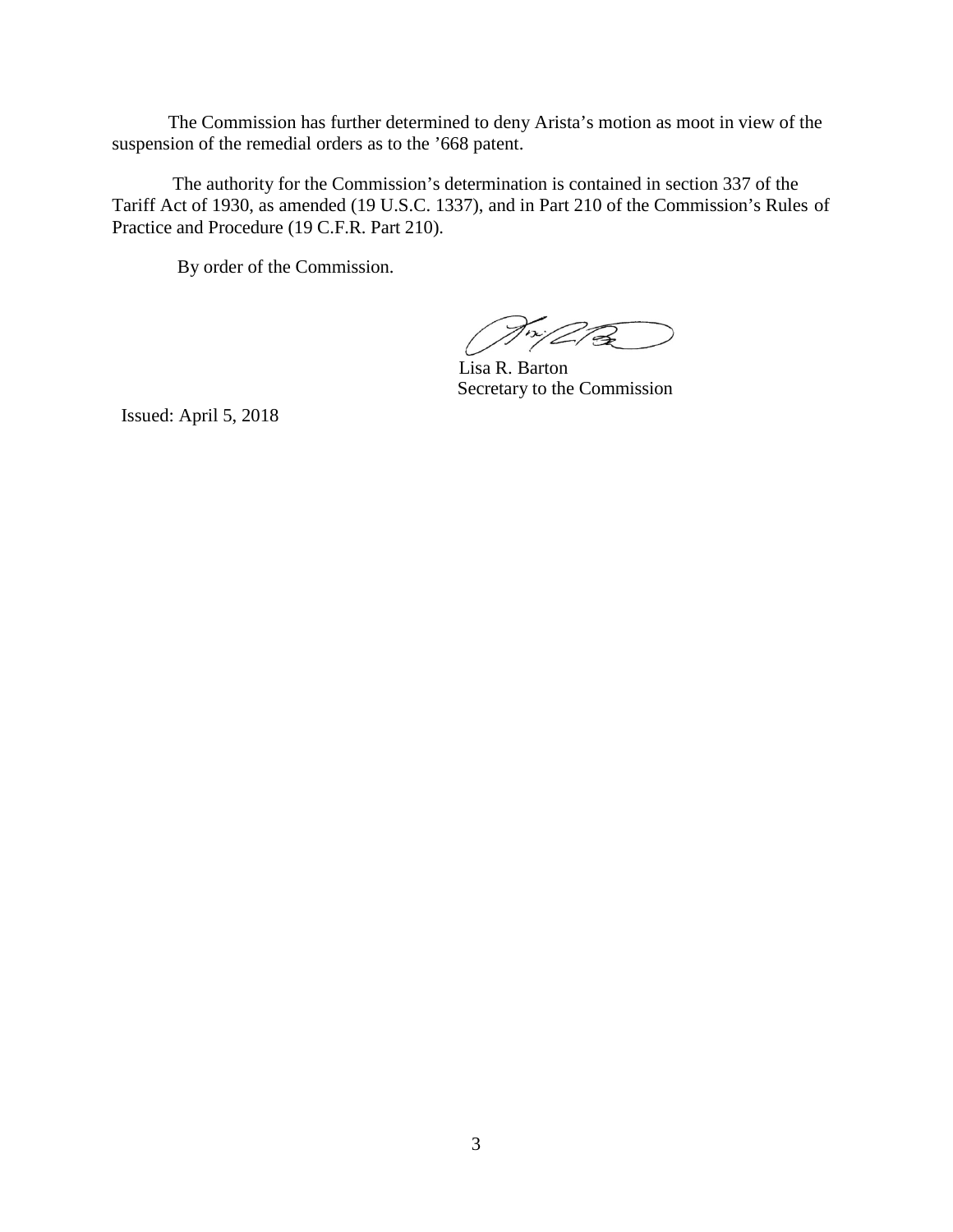The Commission has further determined to deny Arista's motion as moot in view of the suspension of the remedial orders as to the '668 patent.

The authority for the Commission's determination is contained in section 337 of the Tariff Act of 1930, as amended (19 U.S.C. 1337), and in Part 210 of the Commission's Rules of Practice and Procedure (19 C.F.R. Part 210).

By order of the Commission.

Lisa R. Barton
Secretary to the Commission

Issued: April 5, 2018